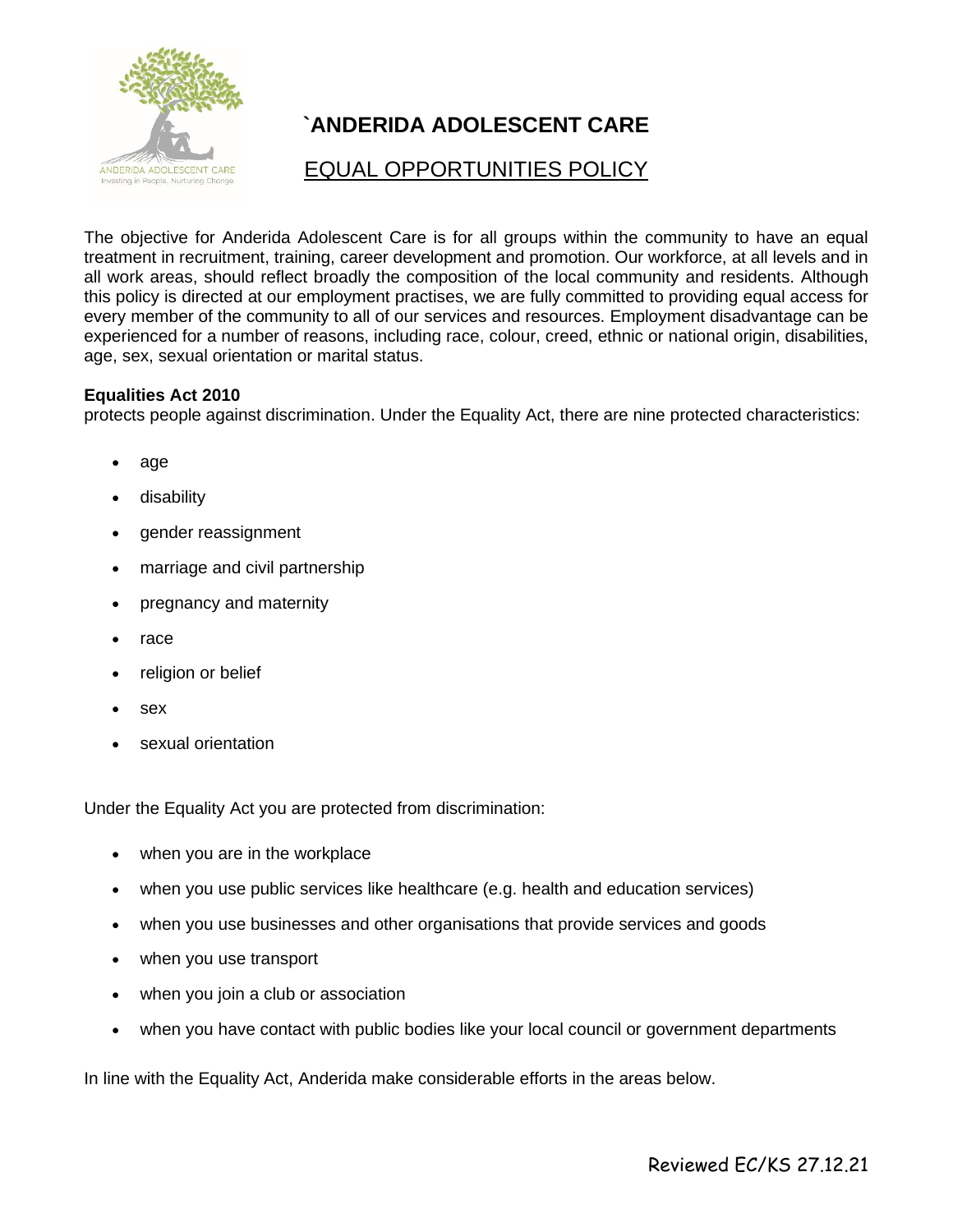# `ANDERIDA ADOLESCENT CARE

## EQUAL OPPORTUNITIES POLICY

The objective for Anderida Adolescent Care is for all groups within the community to have an equal treatment in recruitment, training, career development and promotion. Our workforce, at all levels and in all work areas, should reflect broadly the composition of the local community and residents. Although this policy is directed at our employment practises, we are fully committed to providing equal access for every member of the community to all of our services and resources. Employment disadvantage can be experienced for a number of reasons, including race, colour, creed, ethnic or national origin, disabilities, age, sex, sexual orientation or marital status.

**Equalities Act 2010**
protects people against discrimination. Under the Equality Act, there are nine protected characteristics:

- age
- disability
- gender reassignment
- marriage and civil partnership
- pregnancy and maternity
- race
- religion or belief
- sex
- sexual orientation

Under the Equality Act you are protected from discrimination:

- when you are in the workplace
- when you use public services like healthcare (e.g. health and education services)
- when you use businesses and other organisations that provide services and goods
- when you use transport
- when you join a club or association
- when you have contact with public bodies like your local council or government departments

In line with the Equality Act, Anderida make considerable efforts in the areas below.

Reviewed EC/KS 27.12.21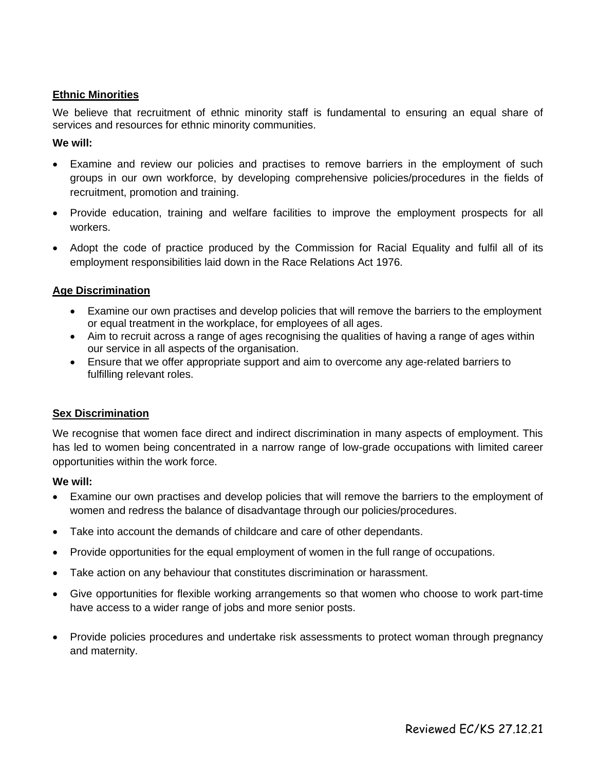**Ethnic Minorities**

We believe that recruitment of ethnic minority staff is fundamental to ensuring an equal share of services and resources for ethnic minority communities.

**We will:**

- Examine and review our policies and practises to remove barriers in the employment of such groups in our own workforce, by developing comprehensive policies/procedures in the fields of recruitment, promotion and training.
- Provide education, training and welfare facilities to improve the employment prospects for all workers.
- Adopt the code of practice produced by the Commission for Racial Equality and fulfil all of its employment responsibilities laid down in the Race Relations Act 1976.

**Age Discrimination**

- Examine our own practises and develop policies that will remove the barriers to the employment or equal treatment in the workplace, for employees of all ages.
- Aim to recruit across a range of ages recognising the qualities of having a range of ages within our service in all aspects of the organisation.
- Ensure that we offer appropriate support and aim to overcome any age-related barriers to fulfilling relevant roles.

**Sex Discrimination**

We recognise that women face direct and indirect discrimination in many aspects of employment. This has led to women being concentrated in a narrow range of low-grade occupations with limited career opportunities within the work force.

**We will:**

- Examine our own practises and develop policies that will remove the barriers to the employment of women and redress the balance of disadvantage through our policies/procedures.
- Take into account the demands of childcare and care of other dependants.
- Provide opportunities for the equal employment of women in the full range of occupations.
- Take action on any behaviour that constitutes discrimination or harassment.
- Give opportunities for flexible working arrangements so that women who choose to work part-time have access to a wider range of jobs and more senior posts.
- Provide policies procedures and undertake risk assessments to protect woman through pregnancy and maternity.

Reviewed EC/KS 27.12.21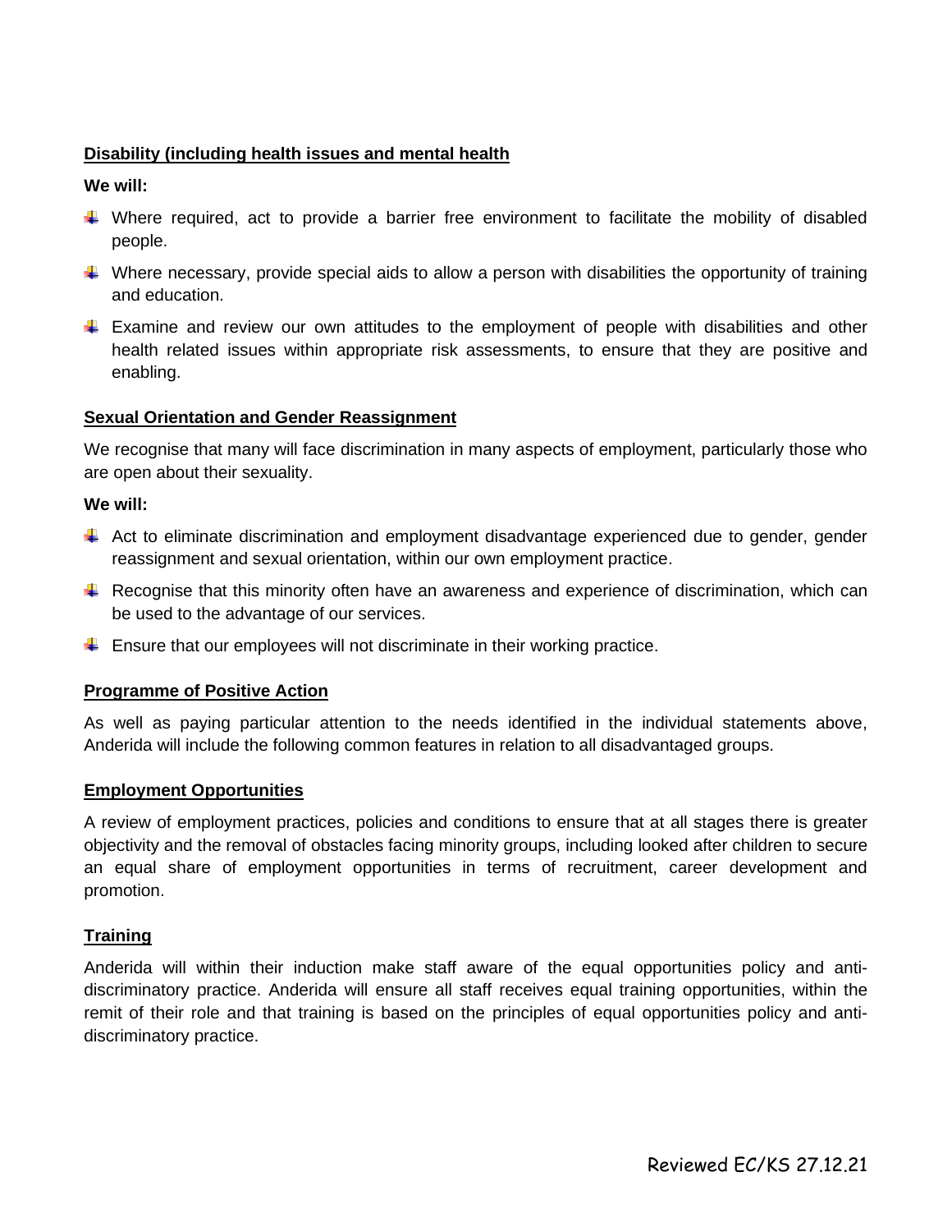**Disability (including health issues and mental health**

**We will:**

- Where required, act to provide a barrier free environment to facilitate the mobility of disabled people.
- Where necessary, provide special aids to allow a person with disabilities the opportunity of training and education.
- Examine and review our own attitudes to the employment of people with disabilities and other health related issues within appropriate risk assessments, to ensure that they are positive and enabling.

**Sexual Orientation and Gender Reassignment**

We recognise that many will face discrimination in many aspects of employment, particularly those who are open about their sexuality.

**We will:**

- Act to eliminate discrimination and employment disadvantage experienced due to gender, gender reassignment and sexual orientation, within our own employment practice.
- Recognise that this minority often have an awareness and experience of discrimination, which can be used to the advantage of our services.
- Ensure that our employees will not discriminate in their working practice.

**Programme of Positive Action**

As well as paying particular attention to the needs identified in the individual statements above, Anderida will include the following common features in relation to all disadvantaged groups.

**Employment Opportunities**

A review of employment practices, policies and conditions to ensure that at all stages there is greater objectivity and the removal of obstacles facing minority groups, including looked after children to secure an equal share of employment opportunities in terms of recruitment, career development and promotion.

**Training**

Anderida will within their induction make staff aware of the equal opportunities policy and anti-discriminatory practice. Anderida will ensure all staff receives equal training opportunities, within the remit of their role and that training is based on the principles of equal opportunities policy and anti-discriminatory practice.

Reviewed EC/KS 27.12.21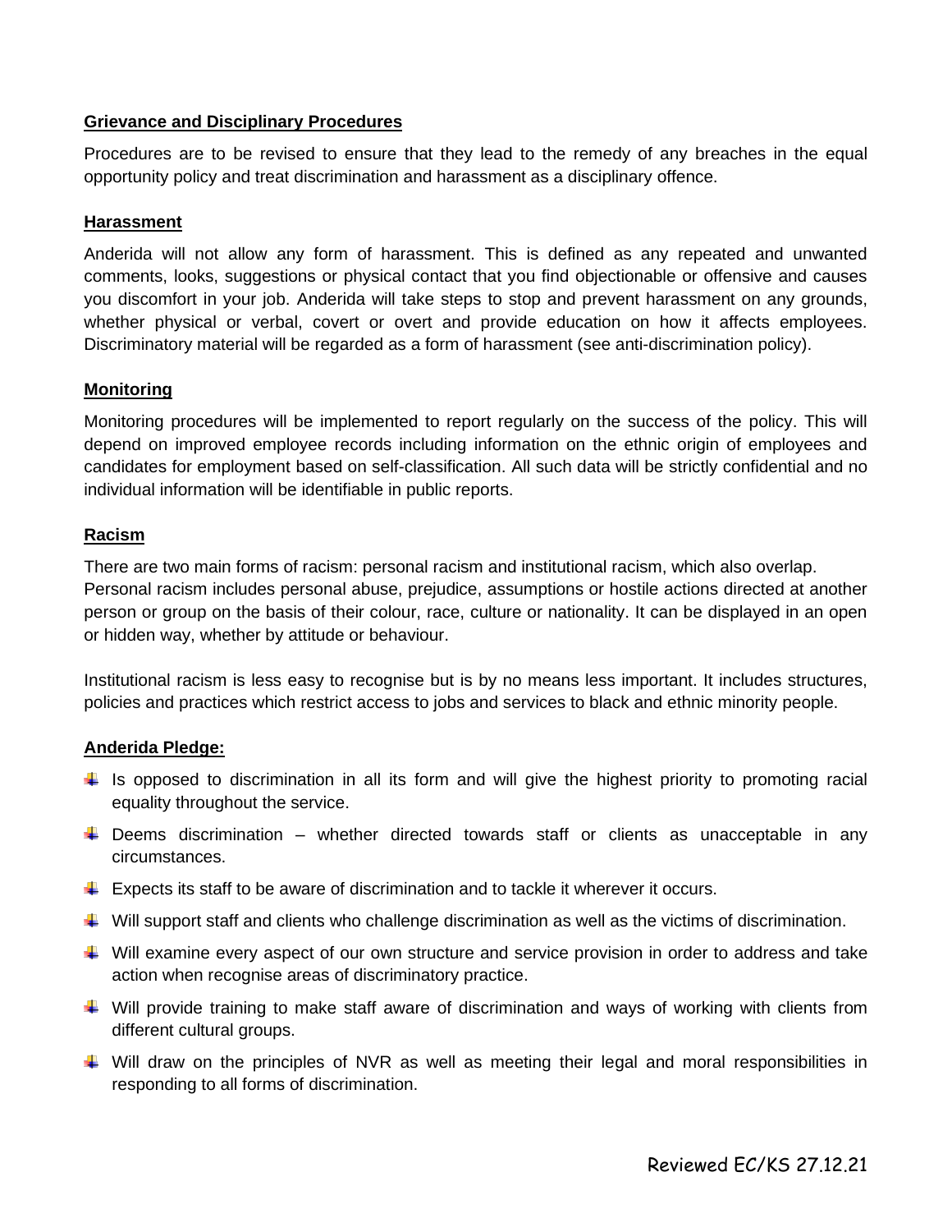**Grievance and Disciplinary Procedures**

Procedures are to be revised to ensure that they lead to the remedy of any breaches in the equal opportunity policy and treat discrimination and harassment as a disciplinary offence.

**Harassment**

Anderida will not allow any form of harassment. This is defined as any repeated and unwanted comments, looks, suggestions or physical contact that you find objectionable or offensive and causes you discomfort in your job. Anderida will take steps to stop and prevent harassment on any grounds, whether physical or verbal, covert or overt and provide education on how it affects employees. Discriminatory material will be regarded as a form of harassment (see anti-discrimination policy).

**Monitoring**

Monitoring procedures will be implemented to report regularly on the success of the policy. This will depend on improved employee records including information on the ethnic origin of employees and candidates for employment based on self-classification. All such data will be strictly confidential and no individual information will be identifiable in public reports.

**Racism**

There are two main forms of racism: personal racism and institutional racism, which also overlap.
Personal racism includes personal abuse, prejudice, assumptions or hostile actions directed at another person or group on the basis of their colour, race, culture or nationality. It can be displayed in an open or hidden way, whether by attitude or behaviour.

Institutional racism is less easy to recognise but is by no means less important. It includes structures, policies and practices which restrict access to jobs and services to black and ethnic minority people.

**Anderida Pledge:**

- Is opposed to discrimination in all its form and will give the highest priority to promoting racial equality throughout the service.
- Deems discrimination – whether directed towards staff or clients as unacceptable in any circumstances.
- Expects its staff to be aware of discrimination and to tackle it wherever it occurs.
- Will support staff and clients who challenge discrimination as well as the victims of discrimination.
- Will examine every aspect of our own structure and service provision in order to address and take action when recognise areas of discriminatory practice.
- Will provide training to make staff aware of discrimination and ways of working with clients from different cultural groups.
- Will draw on the principles of NVR as well as meeting their legal and moral responsibilities in responding to all forms of discrimination.

Reviewed EC/KS 27.12.21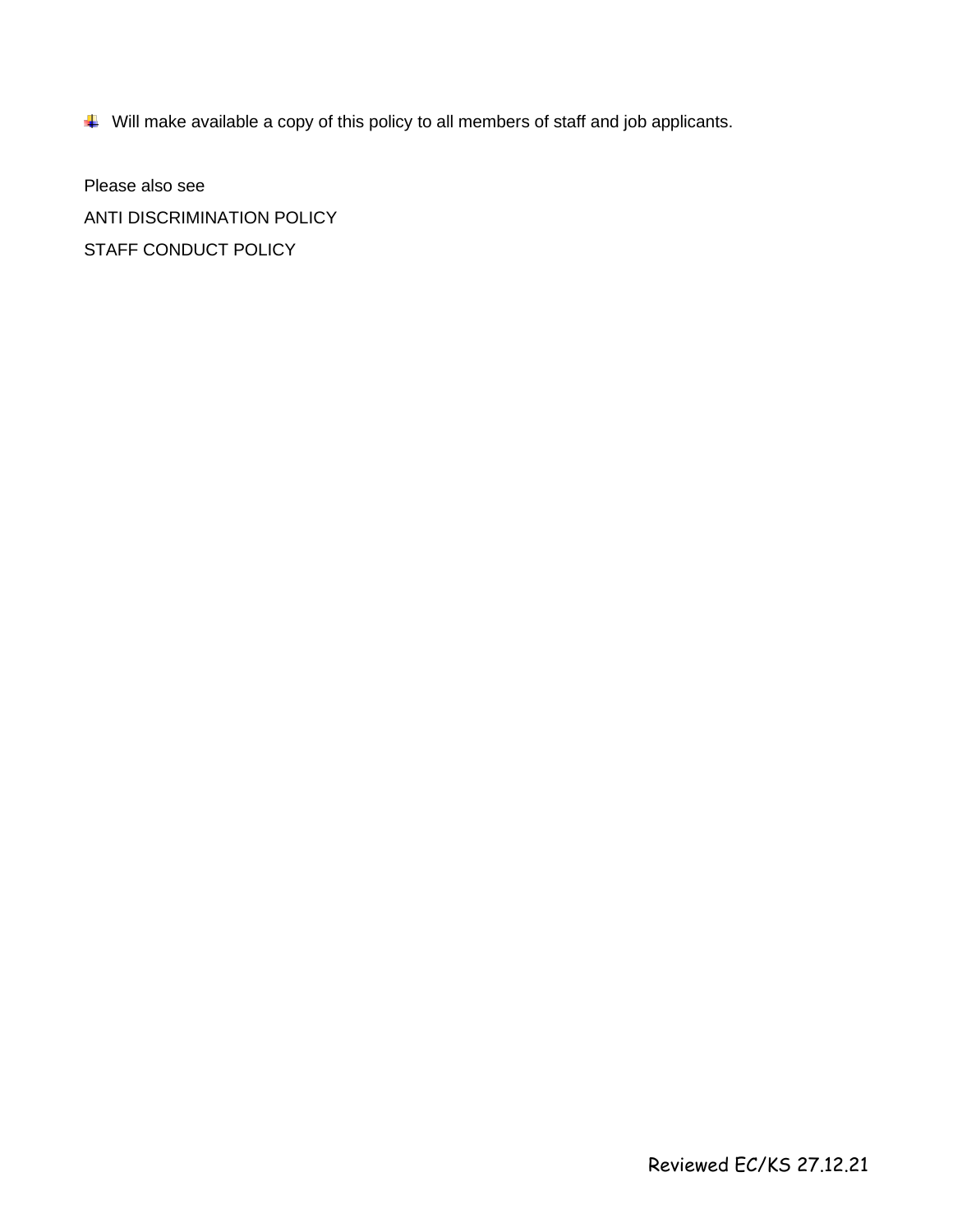- Will make available a copy of this policy to all members of staff and job applicants.

Please also see

ANTI DISCRIMINATION POLICY

STAFF CONDUCT POLICY

Reviewed EC/KS 27.12.21